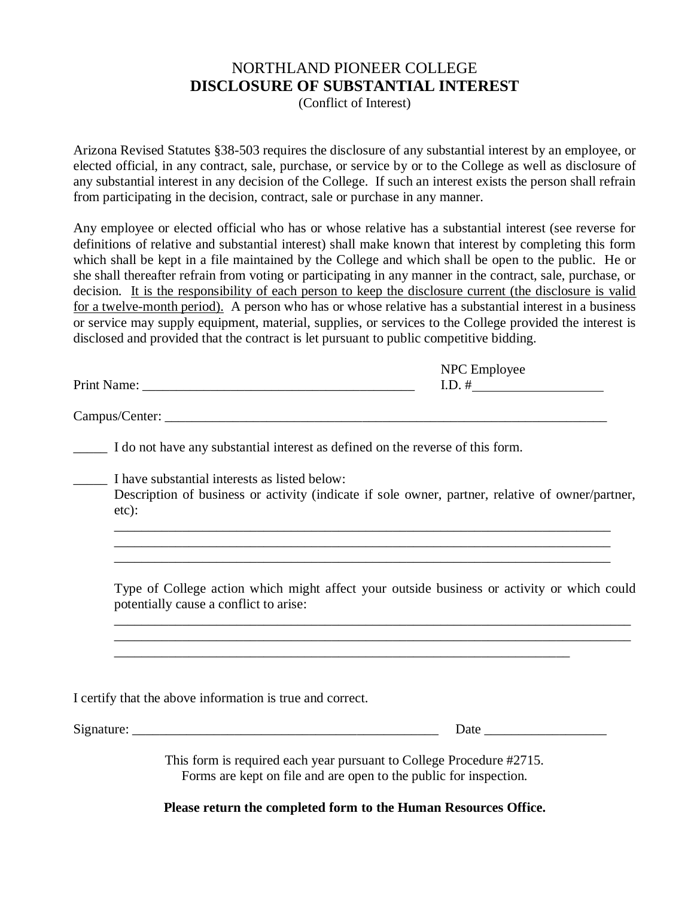# NORTHLAND PIONEER COLLEGE
## DISCLOSURE OF SUBSTANTIAL INTEREST
(Conflict of Interest)

Arizona Revised Statutes §38-503 requires the disclosure of any substantial interest by an employee, or elected official, in any contract, sale, purchase, or service by or to the College as well as disclosure of any substantial interest in any decision of the College. If such an interest exists the person shall refrain from participating in the decision, contract, sale or purchase in any manner.

Any employee or elected official who has or whose relative has a substantial interest (see reverse for definitions of relative and substantial interest) shall make known that interest by completing this form which shall be kept in a file maintained by the College and which shall be open to the public. He or she shall thereafter refrain from voting or participating in any manner in the contract, sale, purchase, or decision. It is the responsibility of each person to keep the disclosure current (the disclosure is valid for a twelve-month period). A person who has or whose relative has a substantial interest in a business or service may supply equipment, material, supplies, or services to the College provided the interest is disclosed and provided that the contract is let pursuant to public competitive bidding.

Print Name: ________________________________________ NPC Employee I.D. #___________________

Campus/Center: ____________________________________________________________________

_____ I do not have any substantial interest as defined on the reverse of this form.

_____ I have substantial interests as listed below:

Description of business or activity (indicate if sole owner, partner, relative of owner/partner, etc):

_____________________________________________________________________________
_____________________________________________________________________________
_____________________________________________________________________________

Type of College action which might affect your outside business or activity or which could potentially cause a conflict to arise:

_____________________________________________________________________________
_____________________________________________________________________________
______________________________________________________________________

I certify that the above information is true and correct.

Signature: _______________________________________________ Date __________________

This form is required each year pursuant to College Procedure #2715.
Forms are kept on file and are open to the public for inspection.

**Please return the completed form to the Human Resources Office.**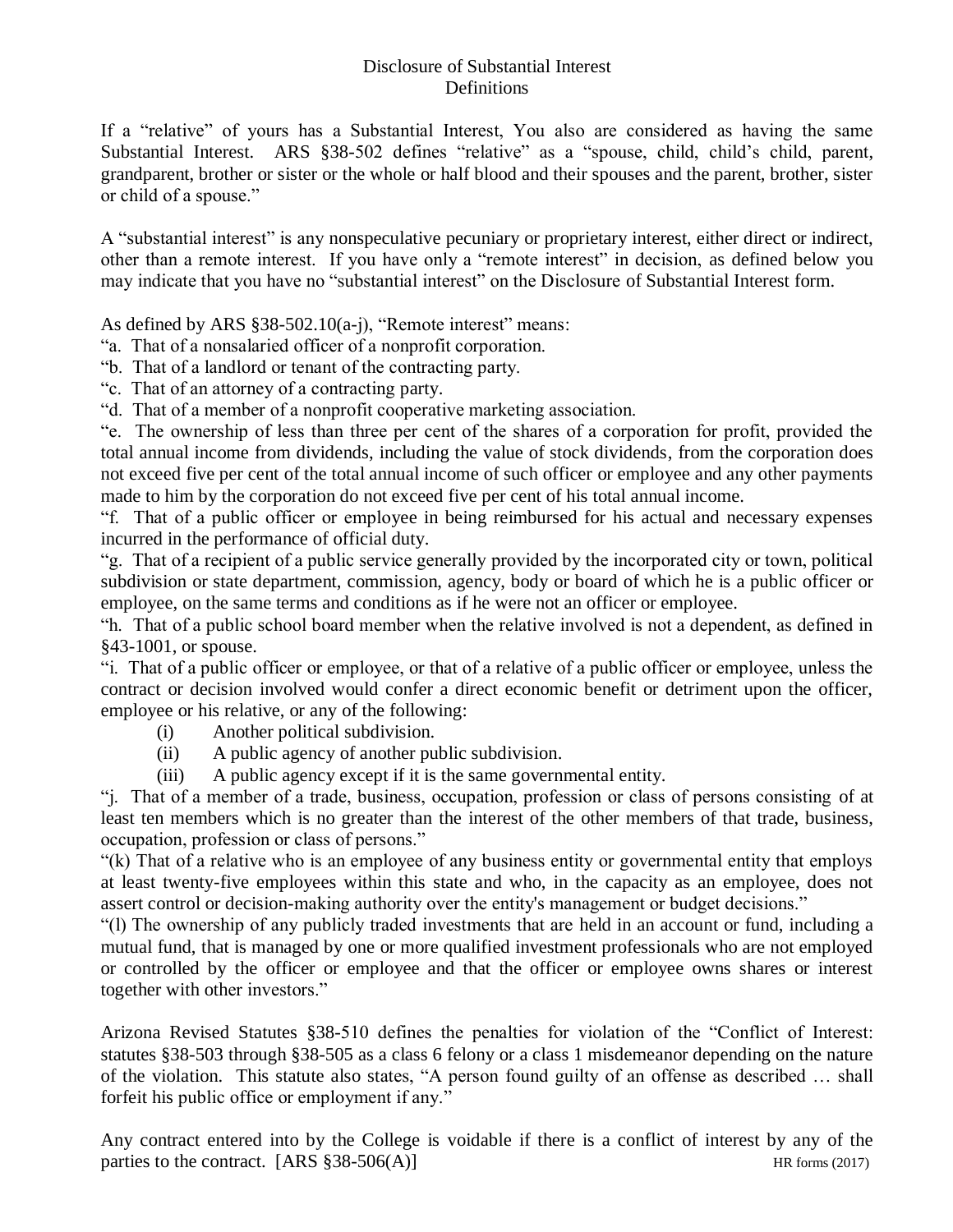Disclosure of Substantial Interest
Definitions

If a "relative" of yours has a Substantial Interest, You also are considered as having the same Substantial Interest. ARS §38-502 defines "relative" as a "spouse, child, child's child, parent, grandparent, brother or sister or the whole or half blood and their spouses and the parent, brother, sister or child of a spouse."

A "substantial interest" is any nonspeculative pecuniary or proprietary interest, either direct or indirect, other than a remote interest. If you have only a "remote interest" in decision, as defined below you may indicate that you have no "substantial interest" on the Disclosure of Substantial Interest form.

As defined by ARS §38-502.10(a-j), "Remote interest" means:

"a. That of a nonsalaried officer of a nonprofit corporation.

"b. That of a landlord or tenant of the contracting party.

"c. That of an attorney of a contracting party.

"d. That of a member of a nonprofit cooperative marketing association.

"e. The ownership of less than three per cent of the shares of a corporation for profit, provided the total annual income from dividends, including the value of stock dividends, from the corporation does not exceed five per cent of the total annual income of such officer or employee and any other payments made to him by the corporation do not exceed five per cent of his total annual income.

"f. That of a public officer or employee in being reimbursed for his actual and necessary expenses incurred in the performance of official duty.

"g. That of a recipient of a public service generally provided by the incorporated city or town, political subdivision or state department, commission, agency, body or board of which he is a public officer or employee, on the same terms and conditions as if he were not an officer or employee.

"h. That of a public school board member when the relative involved is not a dependent, as defined in §43-1001, or spouse.

"i. That of a public officer or employee, or that of a relative of a public officer or employee, unless the contract or decision involved would confer a direct economic benefit or detriment upon the officer, employee or his relative, or any of the following:

(i) Another political subdivision.

(ii) A public agency of another public subdivision.

(iii) A public agency except if it is the same governmental entity.

"j. That of a member of a trade, business, occupation, profession or class of persons consisting of at least ten members which is no greater than the interest of the other members of that trade, business, occupation, profession or class of persons."

"(k) That of a relative who is an employee of any business entity or governmental entity that employs at least twenty-five employees within this state and who, in the capacity as an employee, does not assert control or decision-making authority over the entity's management or budget decisions."

"(l) The ownership of any publicly traded investments that are held in an account or fund, including a mutual fund, that is managed by one or more qualified investment professionals who are not employed or controlled by the officer or employee and that the officer or employee owns shares or interest together with other investors."

Arizona Revised Statutes §38-510 defines the penalties for violation of the "Conflict of Interest: statutes §38-503 through §38-505 as a class 6 felony or a class 1 misdemeanor depending on the nature of the violation. This statute also states, "A person found guilty of an offense as described … shall forfeit his public office or employment if any."

Any contract entered into by the College is voidable if there is a conflict of interest by any of the parties to the contract. [ARS §38-506(A)]

HR forms (2017)